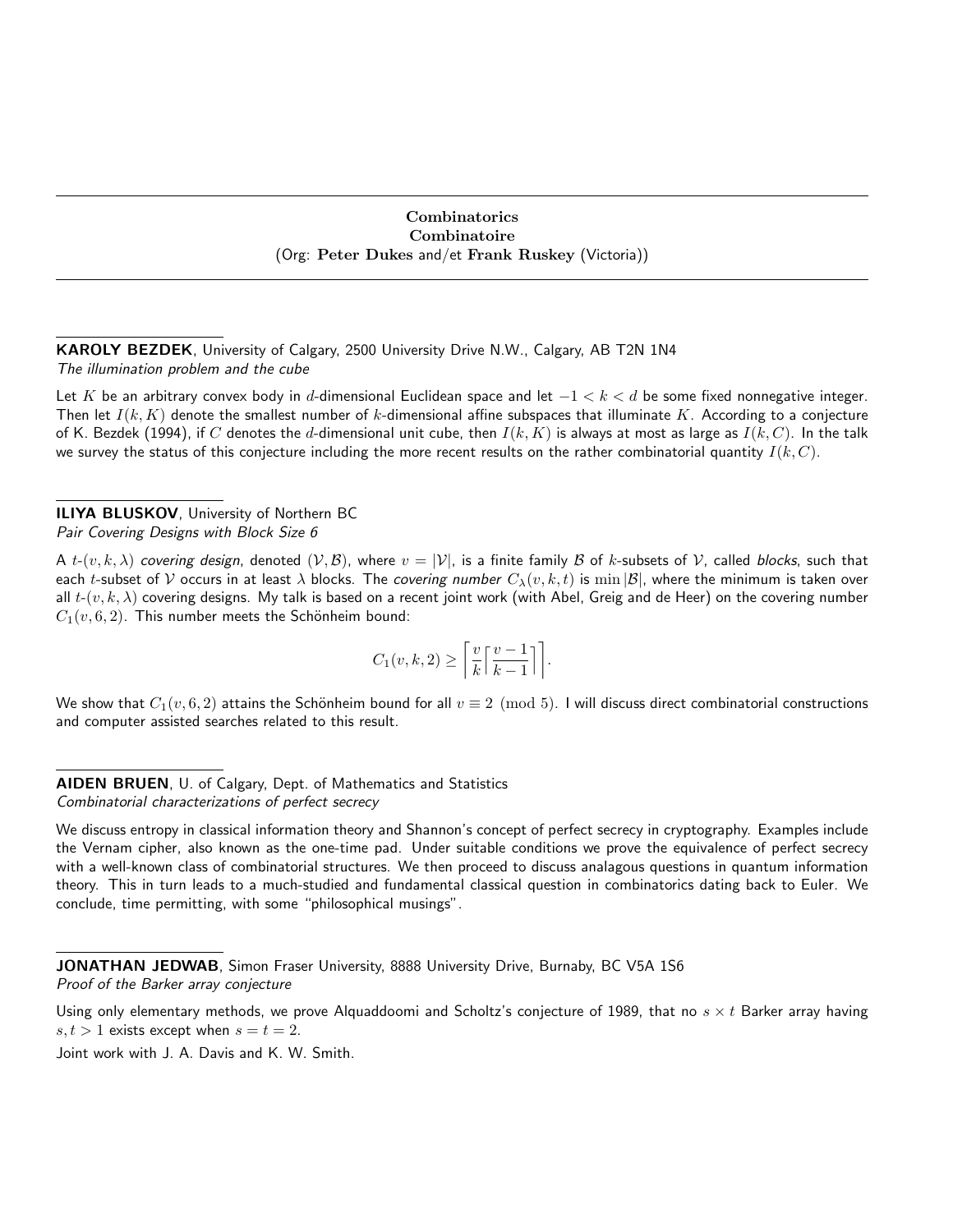# Combinatorics
# Combinatoire
(Org: **Peter Dukes** and/et **Frank Ruskey** (Victoria))

---

**KAROLY BEZDEK**, University of Calgary, 2500 University Drive N.W., Calgary, AB T2N 1N4
*The illumination problem and the cube*

Let $K$ be an arbitrary convex body in $d$-dimensional Euclidean space and let $-1 < k < d$ be some fixed nonnegative integer. Then let $I(k, K)$ denote the smallest number of $k$-dimensional affine subspaces that illuminate $K$. According to a conjecture of K. Bezdek (1994), if $C$ denotes the $d$-dimensional unit cube, then $I(k, K)$ is always at most as large as $I(k, C)$. In the talk we survey the status of this conjecture including the more recent results on the rather combinatorial quantity $I(k, C)$.

---

**ILIYA BLUSKOV**, University of Northern BC
*Pair Covering Designs with Block Size 6*

A $t$-$(v, k, \lambda)$ *covering design*, denoted $(\mathcal{V}, \mathcal{B})$, where $v = |\mathcal{V}|$, is a finite family $\mathcal{B}$ of $k$-subsets of $\mathcal{V}$, called *blocks*, such that each $t$-subset of $\mathcal{V}$ occurs in at least $\lambda$ blocks. The *covering number* $C_\lambda(v, k, t)$ is $\min |\mathcal{B}|$, where the minimum is taken over all $t$-$(v, k, \lambda)$ covering designs. My talk is based on a recent joint work (with Abel, Greig and de Heer) on the covering number $C_1(v, 6, 2)$. This number meets the Schönheim bound:

$$C_1(v, k, 2) \geq \left\lceil \frac{v}{k} \left\lceil \frac{v-1}{k-1} \right\rceil \right\rceil.$$

We show that $C_1(v, 6, 2)$ attains the Schönheim bound for all $v \equiv 2 \pmod 5$. I will discuss direct combinatorial constructions and computer assisted searches related to this result.

---

**AIDEN BRUEN**, U. of Calgary, Dept. of Mathematics and Statistics
*Combinatorial characterizations of perfect secrecy*

We discuss entropy in classical information theory and Shannon's concept of perfect secrecy in cryptography. Examples include the Vernam cipher, also known as the one-time pad. Under suitable conditions we prove the equivalence of perfect secrecy with a well-known class of combinatorial structures. We then proceed to discuss analagous questions in quantum information theory. This in turn leads to a much-studied and fundamental classical question in combinatorics dating back to Euler. We conclude, time permitting, with some "philosophical musings".

---

**JONATHAN JEDWAB**, Simon Fraser University, 8888 University Drive, Burnaby, BC V5A 1S6
*Proof of the Barker array conjecture*

Using only elementary methods, we prove Alquaddoomi and Scholtz's conjecture of 1989, that no $s \times t$ Barker array having $s, t > 1$ exists except when $s = t = 2$.

Joint work with J. A. Davis and K. W. Smith.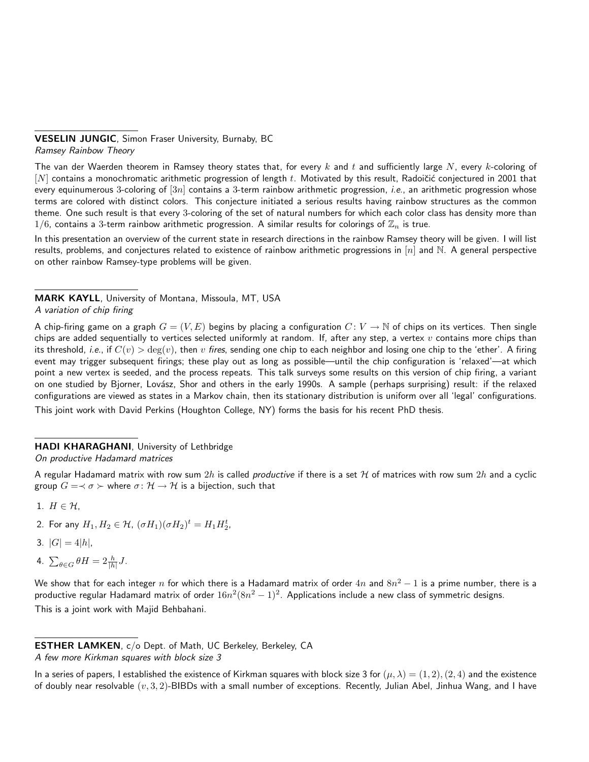**VESELIN JUNGIC**, Simon Fraser University, Burnaby, BC
*Ramsey Rainbow Theory*

The van der Waerden theorem in Ramsey theory states that, for every $k$ and $t$ and sufficiently large $N$, every $k$-coloring of $[N]$ contains a monochromatic arithmetic progression of length $t$. Motivated by this result, Radoičić conjectured in 2001 that every equinumerous 3-coloring of $[3n]$ contains a 3-term rainbow arithmetic progression, *i.e.*, an arithmetic progression whose terms are colored with distinct colors. This conjecture initiated a serious results having rainbow structures as the common theme. One such result is that every 3-coloring of the set of natural numbers for which each color class has density more than $1/6$, contains a 3-term rainbow arithmetic progression. A similar results for colorings of $\mathbb{Z}_n$ is true.

In this presentation an overview of the current state in research directions in the rainbow Ramsey theory will be given. I will list results, problems, and conjectures related to existence of rainbow arithmetic progressions in $[n]$ and $\mathbb{N}$. A general perspective on other rainbow Ramsey-type problems will be given.

**MARK KAYLL**, University of Montana, Missoula, MT, USA
*A variation of chip firing*

A chip-firing game on a graph $G = (V, E)$ begins by placing a configuration $C\colon V \to \mathbb{N}$ of chips on its vertices. Then single chips are added sequentially to vertices selected uniformly at random. If, after any step, a vertex $v$ contains more chips than its threshold, *i.e.*, if $C(v) > \deg(v)$, then $v$ *fires*, sending one chip to each neighbor and losing one chip to the 'ether'. A firing event may trigger subsequent firings; these play out as long as possible—until the chip configuration is 'relaxed'—at which point a new vertex is seeded, and the process repeats. This talk surveys some results on this version of chip firing, a variant on one studied by Bjorner, Lovász, Shor and others in the early 1990s. A sample (perhaps surprising) result: if the relaxed configurations are viewed as states in a Markov chain, then its stationary distribution is uniform over all 'legal' configurations.

This joint work with David Perkins (Houghton College, NY) forms the basis for his recent PhD thesis.

**HADI KHARAGHANI**, University of Lethbridge
*On productive Hadamard matrices*

A regular Hadamard matrix with row sum $2h$ is called *productive* if there is a set $\mathcal{H}$ of matrices with row sum $2h$ and a cyclic group $G = \prec \sigma \succ$ where $\sigma\colon \mathcal{H} \to \mathcal{H}$ is a bijection, such that

1. $H \in \mathcal{H}$,
2. For any $H_1, H_2 \in \mathcal{H}$, $(\sigma H_1)(\sigma H_2)^t = H_1 H_2^t$,
3. $|G| = 4|h|$,
4. $\sum_{\theta \in G} \theta H = 2\frac{h}{|h|} J$.

We show that for each integer $n$ for which there is a Hadamard matrix of order $4n$ and $8n^2 - 1$ is a prime number, there is a productive regular Hadamard matrix of order $16n^2(8n^2 - 1)^2$. Applications include a new class of symmetric designs.

This is a joint work with Majid Behbahani.

**ESTHER LAMKEN**, c/o Dept. of Math, UC Berkeley, Berkeley, CA
*A few more Kirkman squares with block size 3*

In a series of papers, I established the existence of Kirkman squares with block size 3 for $(\mu, \lambda) = (1, 2), (2, 4)$ and the existence of doubly near resolvable $(v, 3, 2)$-BIBDs with a small number of exceptions. Recently, Julian Abel, Jinhua Wang, and I have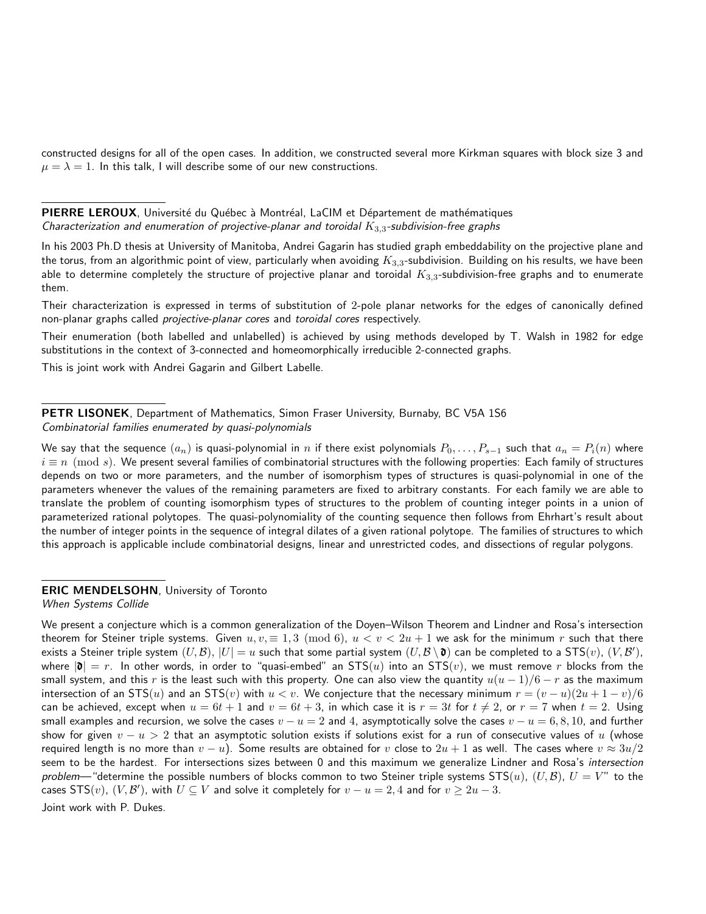constructed designs for all of the open cases. In addition, we constructed several more Kirkman squares with block size 3 and $\mu = \lambda = 1$. In this talk, I will describe some of our new constructions.

---

**PIERRE LEROUX**, Université du Québec à Montréal, LaCIM et Département de mathématiques
*Characterization and enumeration of projective-planar and toroidal $K_{3,3}$-subdivision-free graphs*

In his 2003 Ph.D thesis at University of Manitoba, Andrei Gagarin has studied graph embeddability on the projective plane and the torus, from an algorithmic point of view, particularly when avoiding $K_{3,3}$-subdivision. Building on his results, we have been able to determine completely the structure of projective planar and toroidal $K_{3,3}$-subdivision-free graphs and to enumerate them.

Their characterization is expressed in terms of substitution of 2-pole planar networks for the edges of canonically defined non-planar graphs called *projective-planar cores* and *toroidal cores* respectively.

Their enumeration (both labelled and unlabelled) is achieved by using methods developed by T. Walsh in 1982 for edge substitutions in the context of 3-connected and homeomorphically irreducible 2-connected graphs.

This is joint work with Andrei Gagarin and Gilbert Labelle.

---

**PETR LISONEK**, Department of Mathematics, Simon Fraser University, Burnaby, BC V5A 1S6
*Combinatorial families enumerated by quasi-polynomials*

We say that the sequence $(a_n)$ is quasi-polynomial in $n$ if there exist polynomials $P_0, \ldots, P_{s-1}$ such that $a_n = P_i(n)$ where $i \equiv n \pmod{s}$. We present several families of combinatorial structures with the following properties: Each family of structures depends on two or more parameters, and the number of isomorphism types of structures is quasi-polynomial in one of the parameters whenever the values of the remaining parameters are fixed to arbitrary constants. For each family we are able to translate the problem of counting isomorphism types of structures to the problem of counting integer points in a union of parameterized rational polytopes. The quasi-polynomiality of the counting sequence then follows from Ehrhart's result about the number of integer points in the sequence of integral dilates of a given rational polytope. The families of structures to which this approach is applicable include combinatorial designs, linear and unrestricted codes, and dissections of regular polygons.

---

**ERIC MENDELSOHN**, University of Toronto
*When Systems Collide*

We present a conjecture which is a common generalization of the Doyen–Wilson Theorem and Lindner and Rosa's intersection theorem for Steiner triple systems. Given $u, v, \equiv 1, 3 \pmod{6}$, $u < v < 2u + 1$ we ask for the minimum $r$ such that there exists a Steiner triple system $(U, \mathcal{B})$, $|U| = u$ such that some partial system $(U, \mathcal{B} \setminus \mathfrak{d})$ can be completed to a $\mathsf{STS}(v)$, $(V, \mathcal{B}')$, where $|\mathfrak{d}| = r$. In other words, in order to "quasi-embed" an $\mathsf{STS}(u)$ into an $\mathsf{STS}(v)$, we must remove $r$ blocks from the small system, and this $r$ is the least such with this property. One can also view the quantity $u(u-1)/6 - r$ as the maximum intersection of an $\mathsf{STS}(u)$ and an $\mathsf{STS}(v)$ with $u < v$. We conjecture that the necessary minimum $r = (v - u)(2u + 1 - v)/6$ can be achieved, except when $u = 6t + 1$ and $v = 6t + 3$, in which case it is $r = 3t$ for $t \neq 2$, or $r = 7$ when $t = 2$. Using small examples and recursion, we solve the cases $v - u = 2$ and $4$, asymptotically solve the cases $v - u = 6, 8, 10$, and further show for given $v - u > 2$ that an asymptotic solution exists if solutions exist for a run of consecutive values of $u$ (whose required length is no more than $v - u$). Some results are obtained for $v$ close to $2u + 1$ as well. The cases where $v \approx 3u/2$ seem to be the hardest. For intersections sizes between 0 and this maximum we generalize Lindner and Rosa's *intersection problem*—"determine the possible numbers of blocks common to two Steiner triple systems $\mathsf{STS}(u)$, $(U, \mathcal{B})$, $U = V$" to the cases $\mathsf{STS}(v)$, $(V, \mathcal{B}')$, with $U \subseteq V$ and solve it completely for $v - u = 2, 4$ and for $v \geq 2u - 3$.

Joint work with P. Dukes.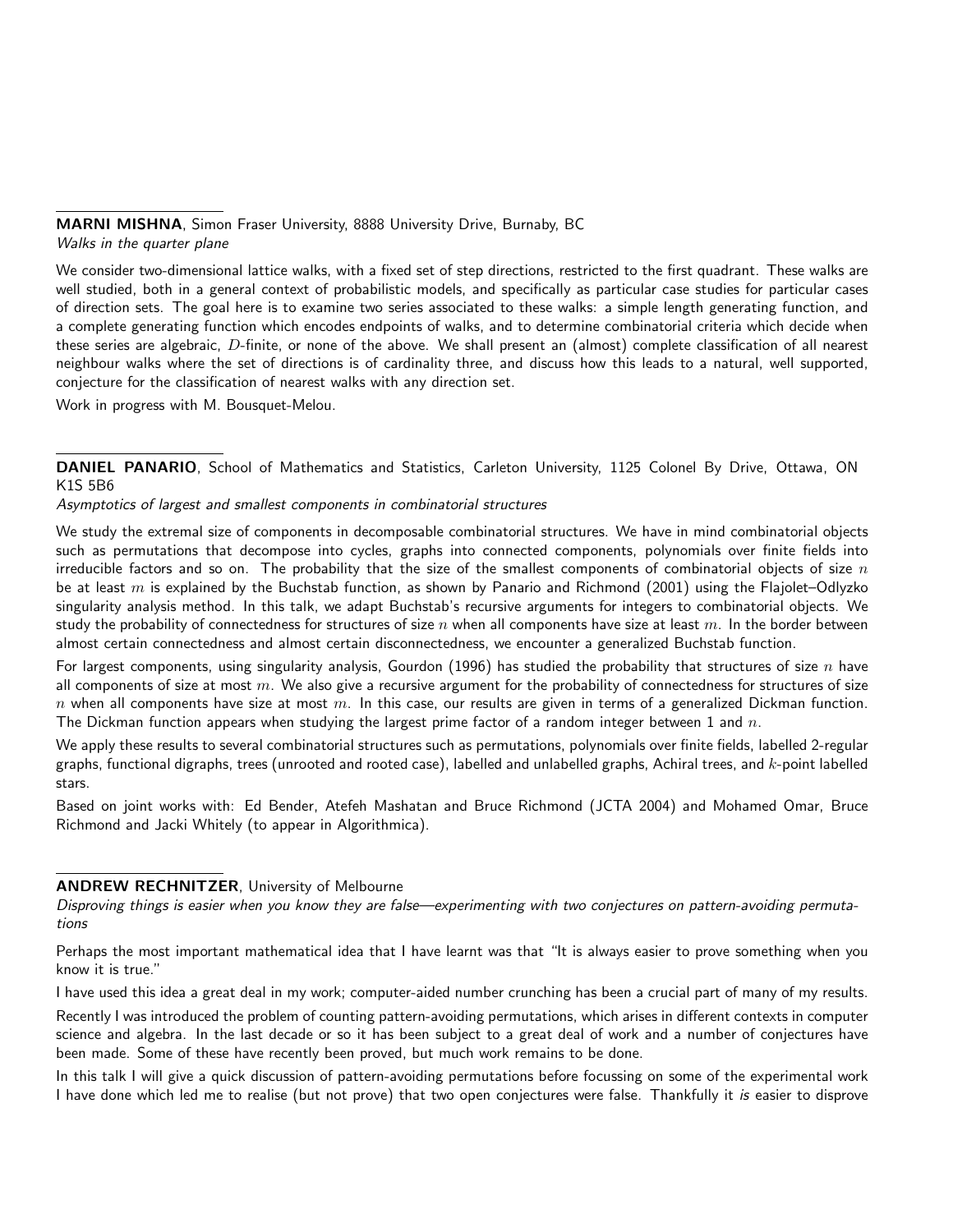**MARNI MISHNA**, Simon Fraser University, 8888 University Drive, Burnaby, BC
*Walks in the quarter plane*

We consider two-dimensional lattice walks, with a fixed set of step directions, restricted to the first quadrant. These walks are well studied, both in a general context of probabilistic models, and specifically as particular case studies for particular cases of direction sets. The goal here is to examine two series associated to these walks: a simple length generating function, and a complete generating function which encodes endpoints of walks, and to determine combinatorial criteria which decide when these series are algebraic, $D$-finite, or none of the above. We shall present an (almost) complete classification of all nearest neighbour walks where the set of directions is of cardinality three, and discuss how this leads to a natural, well supported, conjecture for the classification of nearest walks with any direction set.

Work in progress with M. Bousquet-Melou.

**DANIEL PANARIO**, School of Mathematics and Statistics, Carleton University, 1125 Colonel By Drive, Ottawa, ON K1S 5B6
*Asymptotics of largest and smallest components in combinatorial structures*

We study the extremal size of components in decomposable combinatorial structures. We have in mind combinatorial objects such as permutations that decompose into cycles, graphs into connected components, polynomials over finite fields into irreducible factors and so on. The probability that the size of the smallest components of combinatorial objects of size $n$ be at least $m$ is explained by the Buchstab function, as shown by Panario and Richmond (2001) using the Flajolet–Odlyzko singularity analysis method. In this talk, we adapt Buchstab's recursive arguments for integers to combinatorial objects. We study the probability of connectedness for structures of size $n$ when all components have size at least $m$. In the border between almost certain connectedness and almost certain disconnectedness, we encounter a generalized Buchstab function.

For largest components, using singularity analysis, Gourdon (1996) has studied the probability that structures of size $n$ have all components of size at most $m$. We also give a recursive argument for the probability of connectedness for structures of size $n$ when all components have size at most $m$. In this case, our results are given in terms of a generalized Dickman function. The Dickman function appears when studying the largest prime factor of a random integer between 1 and $n$.

We apply these results to several combinatorial structures such as permutations, polynomials over finite fields, labelled 2-regular graphs, functional digraphs, trees (unrooted and rooted case), labelled and unlabelled graphs, Achiral trees, and $k$-point labelled stars.

Based on joint works with: Ed Bender, Atefeh Mashatan and Bruce Richmond (JCTA 2004) and Mohamed Omar, Bruce Richmond and Jacki Whitely (to appear in Algorithmica).

**ANDREW RECHNITZER**, University of Melbourne
*Disproving things is easier when you know they are false—experimenting with two conjectures on pattern-avoiding permutations*

Perhaps the most important mathematical idea that I have learnt was that "It is always easier to prove something when you know it is true."

I have used this idea a great deal in my work; computer-aided number crunching has been a crucial part of many of my results.

Recently I was introduced the problem of counting pattern-avoiding permutations, which arises in different contexts in computer science and algebra. In the last decade or so it has been subject to a great deal of work and a number of conjectures have been made. Some of these have recently been proved, but much work remains to be done.

In this talk I will give a quick discussion of pattern-avoiding permutations before focussing on some of the experimental work I have done which led me to realise (but not prove) that two open conjectures were false. Thankfully it *is* easier to disprove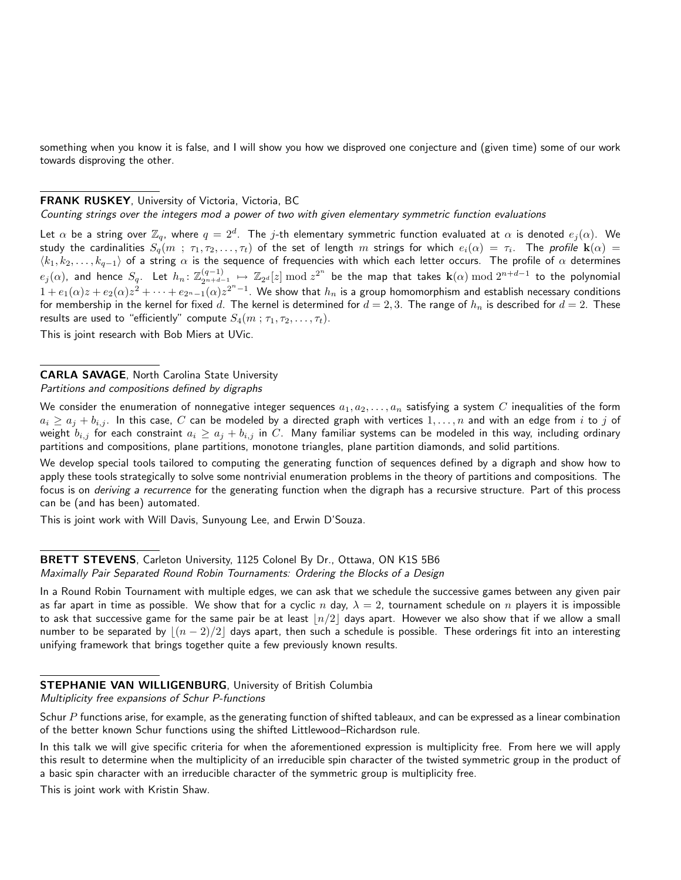something when you know it is false, and I will show you how we disproved one conjecture and (given time) some of our work towards disproving the other.

**FRANK RUSKEY**, University of Victoria, Victoria, BC
*Counting strings over the integers mod a power of two with given elementary symmetric function evaluations*

Let $\alpha$ be a string over $\mathbb{Z}_q$, where $q = 2^d$. The $j$-th elementary symmetric function evaluated at $\alpha$ is denoted $e_j(\alpha)$. We study the cardinalities $S_q(m\ ;\ \tau_1, \tau_2, \ldots, \tau_t)$ of the set of length $m$ strings for which $e_i(\alpha) = \tau_i$. The *profile* $\mathbf{k}(\alpha) = \langle k_1, k_2, \ldots, k_{q-1} \rangle$ of a string $\alpha$ is the sequence of frequencies with which each letter occurs. The profile of $\alpha$ determines $e_j(\alpha)$, and hence $S_q$. Let $h_n \colon \mathbb{Z}_{2^{n+d-1}}^{(q-1)} \mapsto \mathbb{Z}_{2^d}[z] \bmod z^{2^n}$ be the map that takes $\mathbf{k}(\alpha) \bmod 2^{n+d-1}$ to the polynomial $1 + e_1(\alpha)z + e_2(\alpha)z^2 + \cdots + e_{2^n-1}(\alpha)z^{2^n-1}$. We show that $h_n$ is a group homomorphism and establish necessary conditions for membership in the kernel for fixed $d$. The kernel is determined for $d = 2, 3$. The range of $h_n$ is described for $d = 2$. These results are used to "efficiently" compute $S_4(m\ ;\ \tau_1, \tau_2, \ldots, \tau_t)$.

This is joint research with Bob Miers at UVic.

**CARLA SAVAGE**, North Carolina State University
*Partitions and compositions defined by digraphs*

We consider the enumeration of nonnegative integer sequences $a_1, a_2, \ldots, a_n$ satisfying a system $C$ inequalities of the form $a_i \geq a_j + b_{i,j}$. In this case, $C$ can be modeled by a directed graph with vertices $1, \ldots, n$ and with an edge from $i$ to $j$ of weight $b_{i,j}$ for each constraint $a_i \geq a_j + b_{i,j}$ in $C$. Many familiar systems can be modeled in this way, including ordinary partitions and compositions, plane partitions, monotone triangles, plane partition diamonds, and solid partitions.

We develop special tools tailored to computing the generating function of sequences defined by a digraph and show how to apply these tools strategically to solve some nontrivial enumeration problems in the theory of partitions and compositions. The focus is on *deriving a recurrence* for the generating function when the digraph has a recursive structure. Part of this process can be (and has been) automated.

This is joint work with Will Davis, Sunyoung Lee, and Erwin D'Souza.

**BRETT STEVENS**, Carleton University, 1125 Colonel By Dr., Ottawa, ON K1S 5B6
*Maximally Pair Separated Round Robin Tournaments: Ordering the Blocks of a Design*

In a Round Robin Tournament with multiple edges, we can ask that we schedule the successive games between any given pair as far apart in time as possible. We show that for a cyclic $n$ day, $\lambda = 2$, tournament schedule on $n$ players it is impossible to ask that successive game for the same pair be at least $\lfloor n/2 \rfloor$ days apart. However we also show that if we allow a small number to be separated by $\lfloor (n-2)/2 \rfloor$ days apart, then such a schedule is possible. These orderings fit into an interesting unifying framework that brings together quite a few previously known results.

**STEPHANIE VAN WILLIGENBURG**, University of British Columbia
*Multiplicity free expansions of Schur P-functions*

Schur $P$ functions arise, for example, as the generating function of shifted tableaux, and can be expressed as a linear combination of the better known Schur functions using the shifted Littlewood–Richardson rule.

In this talk we will give specific criteria for when the aforementioned expression is multiplicity free. From here we will apply this result to determine when the multiplicity of an irreducible spin character of the twisted symmetric group in the product of a basic spin character with an irreducible character of the symmetric group is multiplicity free.

This is joint work with Kristin Shaw.